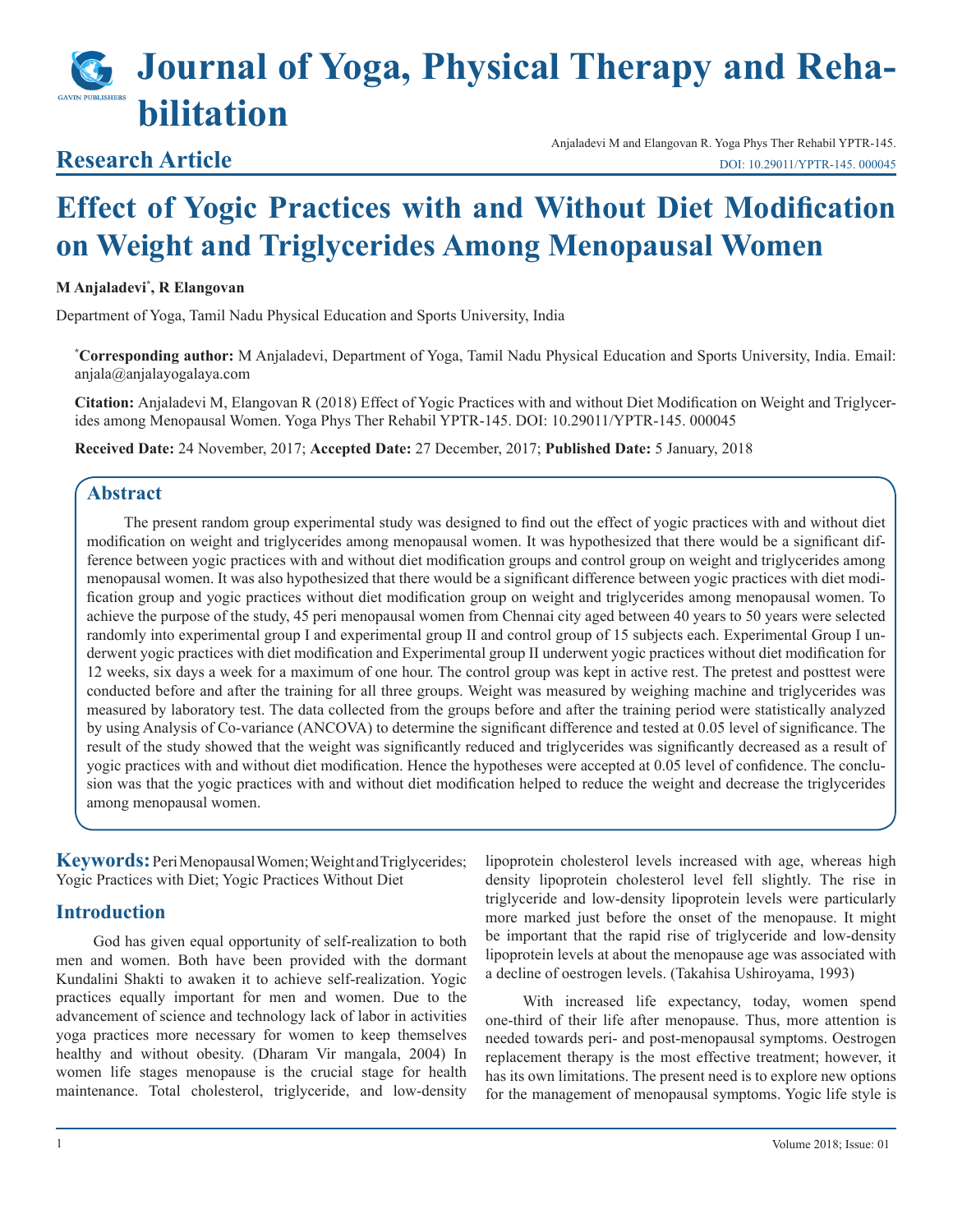# Journal of Yoga, Physical Therapy and Rehabilitation

## Research Article

Anjaladevi M and Elangovan R. Yoga Phys Ther Rehabil YPTR-145.
DOI: 10.29011/YPTR-145. 000045

# Effect of Yogic Practices with and Without Diet Modification on Weight and Triglycerides Among Menopausal Women

**M Anjaladevi[*], R Elangovan**

Department of Yoga, Tamil Nadu Physical Education and Sports University, India

**[*]Corresponding author:** M Anjaladevi, Department of Yoga, Tamil Nadu Physical Education and Sports University, India. Email: anjala@anjalayogalaya.com

**Citation:** Anjaladevi M, Elangovan R (2018) Effect of Yogic Practices with and without Diet Modification on Weight and Triglycerides among Menopausal Women. Yoga Phys Ther Rehabil YPTR-145. DOI: 10.29011/YPTR-145. 000045

**Received Date:** 24 November, 2017; **Accepted Date:** 27 December, 2017; **Published Date:** 5 January, 2018

## Abstract

The present random group experimental study was designed to find out the effect of yogic practices with and without diet modification on weight and triglycerides among menopausal women. It was hypothesized that there would be a significant difference between yogic practices with and without diet modification groups and control group on weight and triglycerides among menopausal women. It was also hypothesized that there would be a significant difference between yogic practices with diet modification group and yogic practices without diet modification group on weight and triglycerides among menopausal women. To achieve the purpose of the study, 45 peri menopausal women from Chennai city aged between 40 years to 50 years were selected randomly into experimental group I and experimental group II and control group of 15 subjects each. Experimental Group I underwent yogic practices with diet modification and Experimental group II underwent yogic practices without diet modification for 12 weeks, six days a week for a maximum of one hour. The control group was kept in active rest. The pretest and posttest were conducted before and after the training for all three groups. Weight was measured by weighing machine and triglycerides was measured by laboratory test. The data collected from the groups before and after the training period were statistically analyzed by using Analysis of Co-variance (ANCOVA) to determine the significant difference and tested at 0.05 level of significance. The result of the study showed that the weight was significantly reduced and triglycerides was significantly decreased as a result of yogic practices with and without diet modification. Hence the hypotheses were accepted at 0.05 level of confidence. The conclusion was that the yogic practices with and without diet modification helped to reduce the weight and decrease the triglycerides among menopausal women.

**Keywords:** Peri Menopausal Women; Weight and Triglycerides; Yogic Practices with Diet; Yogic Practices Without Diet

## Introduction

God has given equal opportunity of self-realization to both men and women. Both have been provided with the dormant Kundalini Shakti to awaken it to achieve self-realization. Yogic practices equally important for men and women. Due to the advancement of science and technology lack of labor in activities yoga practices more necessary for women to keep themselves healthy and without obesity. (Dharam Vir mangala, 2004) In women life stages menopause is the crucial stage for health maintenance. Total cholesterol, triglyceride, and low-density lipoprotein cholesterol levels increased with age, whereas high density lipoprotein cholesterol level fell slightly. The rise in triglyceride and low-density lipoprotein levels were particularly more marked just before the onset of the menopause. It might be important that the rapid rise of triglyceride and low-density lipoprotein levels at about the menopause age was associated with a decline of oestrogen levels. (Takahisa Ushiroyama, 1993)

With increased life expectancy, today, women spend one-third of their life after menopause. Thus, more attention is needed towards peri- and post-menopausal symptoms. Oestrogen replacement therapy is the most effective treatment; however, it has its own limitations. The present need is to explore new options for the management of menopausal symptoms. Yogic life style is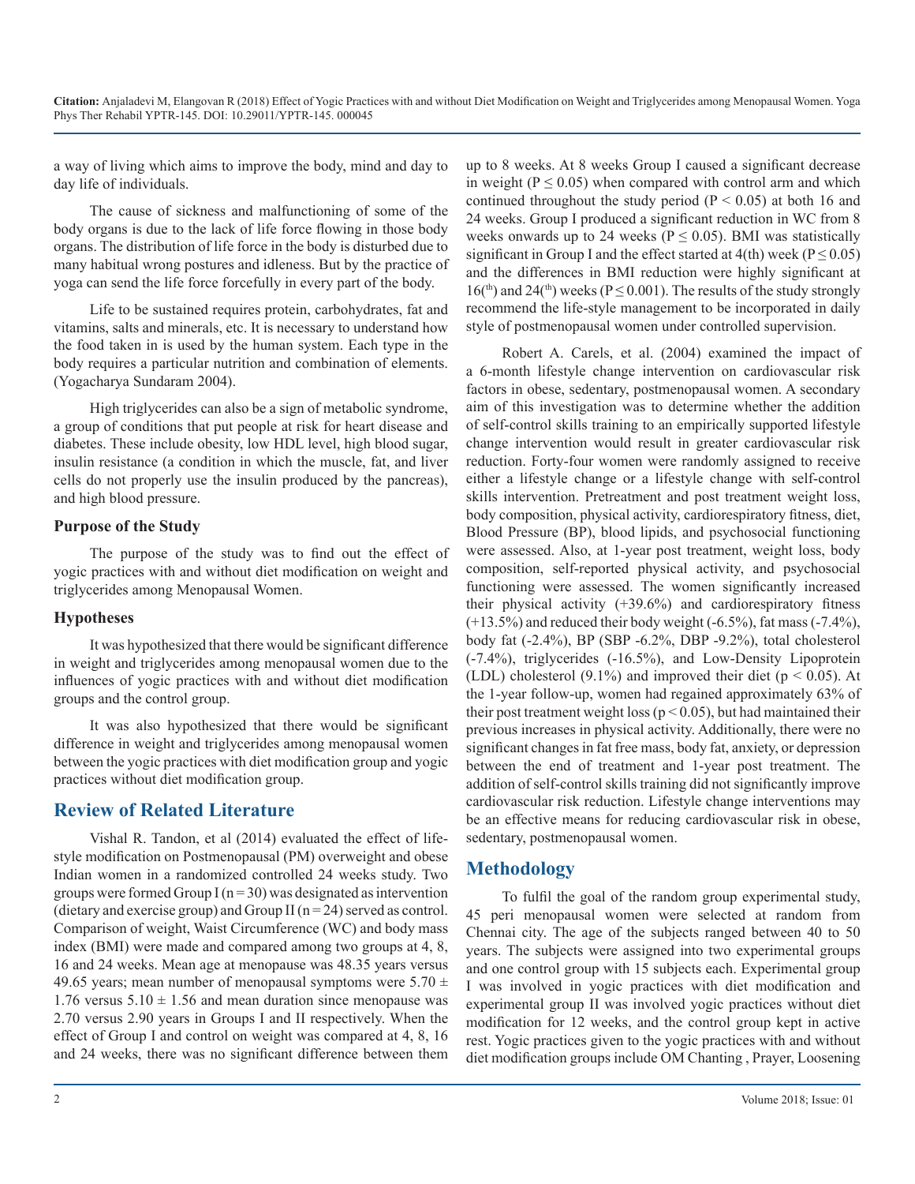a way of living which aims to improve the body, mind and day to day life of individuals.

The cause of sickness and malfunctioning of some of the body organs is due to the lack of life force flowing in those body organs. The distribution of life force in the body is disturbed due to many habitual wrong postures and idleness. But by the practice of yoga can send the life force forcefully in every part of the body.

Life to be sustained requires protein, carbohydrates, fat and vitamins, salts and minerals, etc. It is necessary to understand how the food taken in is used by the human system. Each type in the body requires a particular nutrition and combination of elements. (Yogacharya Sundaram 2004).

High triglycerides can also be a sign of metabolic syndrome, a group of conditions that put people at risk for heart disease and diabetes. These include obesity, low HDL level, high blood sugar, insulin resistance (a condition in which the muscle, fat, and liver cells do not properly use the insulin produced by the pancreas), and high blood pressure.

### Purpose of the Study

The purpose of the study was to find out the effect of yogic practices with and without diet modification on weight and triglycerides among Menopausal Women.

### Hypotheses

It was hypothesized that there would be significant difference in weight and triglycerides among menopausal women due to the influences of yogic practices with and without diet modification groups and the control group.

It was also hypothesized that there would be significant difference in weight and triglycerides among menopausal women between the yogic practices with diet modification group and yogic practices without diet modification group.

## Review of Related Literature

Vishal R. Tandon, et al (2014) evaluated the effect of life-style modification on Postmenopausal (PM) overweight and obese Indian women in a randomized controlled 24 weeks study. Two groups were formed Group I (n = 30) was designated as intervention (dietary and exercise group) and Group II (n = 24) served as control. Comparison of weight, Waist Circumference (WC) and body mass index (BMI) were made and compared among two groups at 4, 8, 16 and 24 weeks. Mean age at menopause was 48.35 years versus 49.65 years; mean number of menopausal symptoms were 5.70 ± 1.76 versus 5.10 ± 1.56 and mean duration since menopause was 2.70 versus 2.90 years in Groups I and II respectively. When the effect of Group I and control on weight was compared at 4, 8, 16 and 24 weeks, there was no significant difference between them up to 8 weeks. At 8 weeks Group I caused a significant decrease in weight ($P \leq 0.05$) when compared with control arm and which continued throughout the study period ($P < 0.05$) at both 16 and 24 weeks. Group I produced a significant reduction in WC from 8 weeks onwards up to 24 weeks ($P \leq 0.05$). BMI was statistically significant in Group I and the effect started at 4(th) week ($P \leq 0.05$) and the differences in BMI reduction were highly significant at 16(th) and 24(th) weeks ($P \leq 0.001$). The results of the study strongly recommend the life-style management to be incorporated in daily style of postmenopausal women under controlled supervision.

Robert A. Carels, et al. (2004) examined the impact of a 6-month lifestyle change intervention on cardiovascular risk factors in obese, sedentary, postmenopausal women. A secondary aim of this investigation was to determine whether the addition of self-control skills training to an empirically supported lifestyle change intervention would result in greater cardiovascular risk reduction. Forty-four women were randomly assigned to receive either a lifestyle change or a lifestyle change with self-control skills intervention. Pretreatment and post treatment weight loss, body composition, physical activity, cardiorespiratory fitness, diet, Blood Pressure (BP), blood lipids, and psychosocial functioning were assessed. Also, at 1-year post treatment, weight loss, body composition, self-reported physical activity, and psychosocial functioning were assessed. The women significantly increased their physical activity (+39.6%) and cardiorespiratory fitness (+13.5%) and reduced their body weight (-6.5%), fat mass (-7.4%), body fat (-2.4%), BP (SBP -6.2%, DBP -9.2%), total cholesterol (-7.4%), triglycerides (-16.5%), and Low-Density Lipoprotein (LDL) cholesterol (9.1%) and improved their diet ($p < 0.05$). At the 1-year follow-up, women had regained approximately 63% of their post treatment weight loss ($p < 0.05$), but had maintained their previous increases in physical activity. Additionally, there were no significant changes in fat free mass, body fat, anxiety, or depression between the end of treatment and 1-year post treatment. The addition of self-control skills training did not significantly improve cardiovascular risk reduction. Lifestyle change interventions may be an effective means for reducing cardiovascular risk in obese, sedentary, postmenopausal women.

## Methodology

To fulfil the goal of the random group experimental study, 45 peri menopausal women were selected at random from Chennai city. The age of the subjects ranged between 40 to 50 years. The subjects were assigned into two experimental groups and one control group with 15 subjects each. Experimental group I was involved in yogic practices with diet modification and experimental group II was involved yogic practices without diet modification for 12 weeks, and the control group kept in active rest. Yogic practices given to the yogic practices with and without diet modification groups include OM Chanting , Prayer, Loosening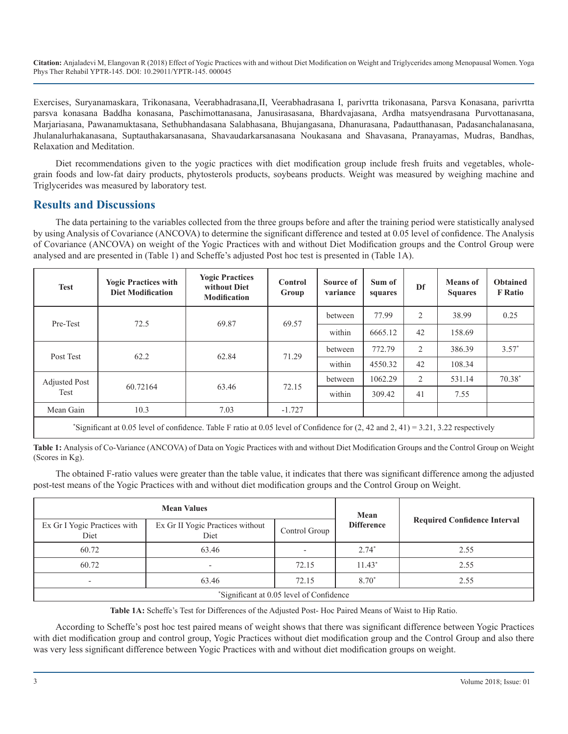Exercises, Suryanamaskara, Trikonasana, Veerabhadrasana,II, Veerabhadrasana I, parivrtta trikonasana, Parsva Konasana, parivrtta parsva konasana Baddha konasana, Paschimottanasana, Janusirasasana, Bhardvajasana, Ardha matsyendrasana Purvottanasana, Marjariasana, Pawanamuktasana, Sethubhandasana Salabhasana, Bhujangasana, Dhanurasana, Padautthanasan, Padasanchalanasana, Jhulanalurhakanasana, Suptauthakarsanasana, Shavaudarkarsanasana Noukasana and Shavasana, Pranayamas, Mudras, Bandhas, Relaxation and Meditation.

Diet recommendations given to the yogic practices with diet modification group include fresh fruits and vegetables, whole-grain foods and low-fat dairy products, phytosterols products, soybeans products. Weight was measured by weighing machine and Triglycerides was measured by laboratory test.

## Results and Discussions

The data pertaining to the variables collected from the three groups before and after the training period were statistically analysed by using Analysis of Covariance (ANCOVA) to determine the significant difference and tested at 0.05 level of confidence. The Analysis of Covariance (ANCOVA) on weight of the Yogic Practices with and without Diet Modification groups and the Control Group were analysed and are presented in (Table 1) and Scheffe's adjusted Post hoc test is presented in (Table 1A).

| Test | Yogic Practices with Diet Modification | Yogic Practices without Diet Modification | Control Group | Source of variance | Sum of squares | Df | Means of Squares | Obtained F Ratio |
|---|---|---|---|---|---|---|---|---|
| Pre-Test | 72.5 | 69.87 | 69.57 | between | 77.99 | 2 | 38.99 | 0.25 |
| | | | | within | 6665.12 | 42 | 158.69 | |
| Post Test | 62.2 | 62.84 | 71.29 | between | 772.79 | 2 | 386.39 | 3.57* |
| | | | | within | 4550.32 | 42 | 108.34 | |
| Adjusted Post Test | 60.72164 | 63.46 | 72.15 | between | 1062.29 | 2 | 531.14 | 70.38* |
| | | | | within | 309.42 | 41 | 7.55 | |
| Mean Gain | 10.3 | 7.03 | -1.727 | | | | | |

*Significant at 0.05 level of confidence. Table F ratio at 0.05 level of Confidence for (2, 42 and 2, 41) = 3.21, 3.22 respectively

**Table 1:** Analysis of Co-Variance (ANCOVA) of Data on Yogic Practices with and without Diet Modification Groups and the Control Group on Weight (Scores in Kg).

The obtained F-ratio values were greater than the table value, it indicates that there was significant difference among the adjusted post-test means of the Yogic Practices with and without diet modification groups and the Control Group on Weight.

| Mean Values | | | Mean Difference | Required Confidence Interval |
|---|---|---|---|---|
| Ex Gr I Yogic Practices with Diet | Ex Gr II Yogic Practices without Diet | Control Group | | |
| 60.72 | 63.46 | - | 2.74* | 2.55 |
| 60.72 | - | 72.15 | 11.43* | 2.55 |
| - | 63.46 | 72.15 | 8.70* | 2.55 |

*Significant at 0.05 level of Confidence

**Table 1A:** Scheffe's Test for Differences of the Adjusted Post- Hoc Paired Means of Waist to Hip Ratio.

According to Scheffe's post hoc test paired means of weight shows that there was significant difference between Yogic Practices with diet modification group and control group, Yogic Practices without diet modification group and the Control Group and also there was very less significant difference between Yogic Practices with and without diet modification groups on weight.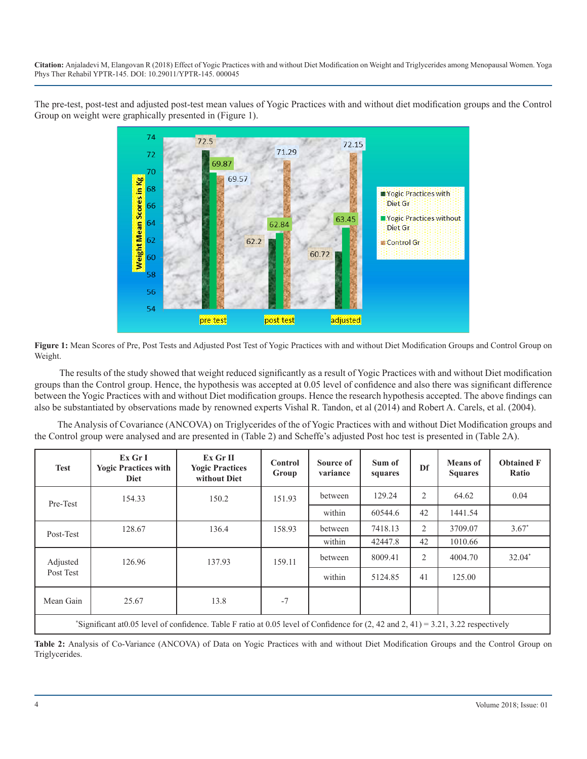The pre-test, post-test and adjusted post-test mean values of Yogic Practices with and without diet modification groups and the Control Group on weight were graphically presented in (Figure 1).

**Figure 1:** Mean Scores of Pre, Post Tests and Adjusted Post Test of Yogic Practices with and without Diet Modification Groups and Control Group on Weight.

The results of the study showed that weight reduced significantly as a result of Yogic Practices with and without Diet modification groups than the Control group. Hence, the hypothesis was accepted at 0.05 level of confidence and also there was significant difference between the Yogic Practices with and without Diet modification groups. Hence the research hypothesis accepted. The above findings can also be substantiated by observations made by renowned experts Vishal R. Tandon, et al (2014) and Robert A. Carels, et al. (2004).

The Analysis of Covariance (ANCOVA) on Triglycerides of the of Yogic Practices with and without Diet Modification groups and the Control group were analysed and are presented in (Table 2) and Scheffe's adjusted Post hoc test is presented in (Table 2A).

| Test | Ex Gr I Yogic Practices with Diet | Ex Gr II Yogic Practices without Diet | Control Group | Source of variance | Sum of squares | Df | Means of Squares | Obtained F Ratio |
|---|---|---|---|---|---|---|---|---|
| Pre-Test | 154.33 | 150.2 | 151.93 | between | 129.24 | 2 | 64.62 | 0.04 |
| | | | | within | 60544.6 | 42 | 1441.54 | |
| Post-Test | 128.67 | 136.4 | 158.93 | between | 7418.13 | 2 | 3709.07 | 3.67* |
| | | | | within | 42447.8 | 42 | 1010.66 | |
| Adjusted Post Test | 126.96 | 137.93 | 159.11 | between | 8009.41 | 2 | 4004.70 | 32.04* |
| | | | | within | 5124.85 | 41 | 125.00 | |
| Mean Gain | 25.67 | 13.8 | -7 | | | | | |

*Significant at0.05 level of confidence. Table F ratio at 0.05 level of Confidence for (2, 42 and 2, 41) = 3.21, 3.22 respectively

**Table 2:** Analysis of Co-Variance (ANCOVA) of Data on Yogic Practices with and without Diet Modification Groups and the Control Group on Triglycerides.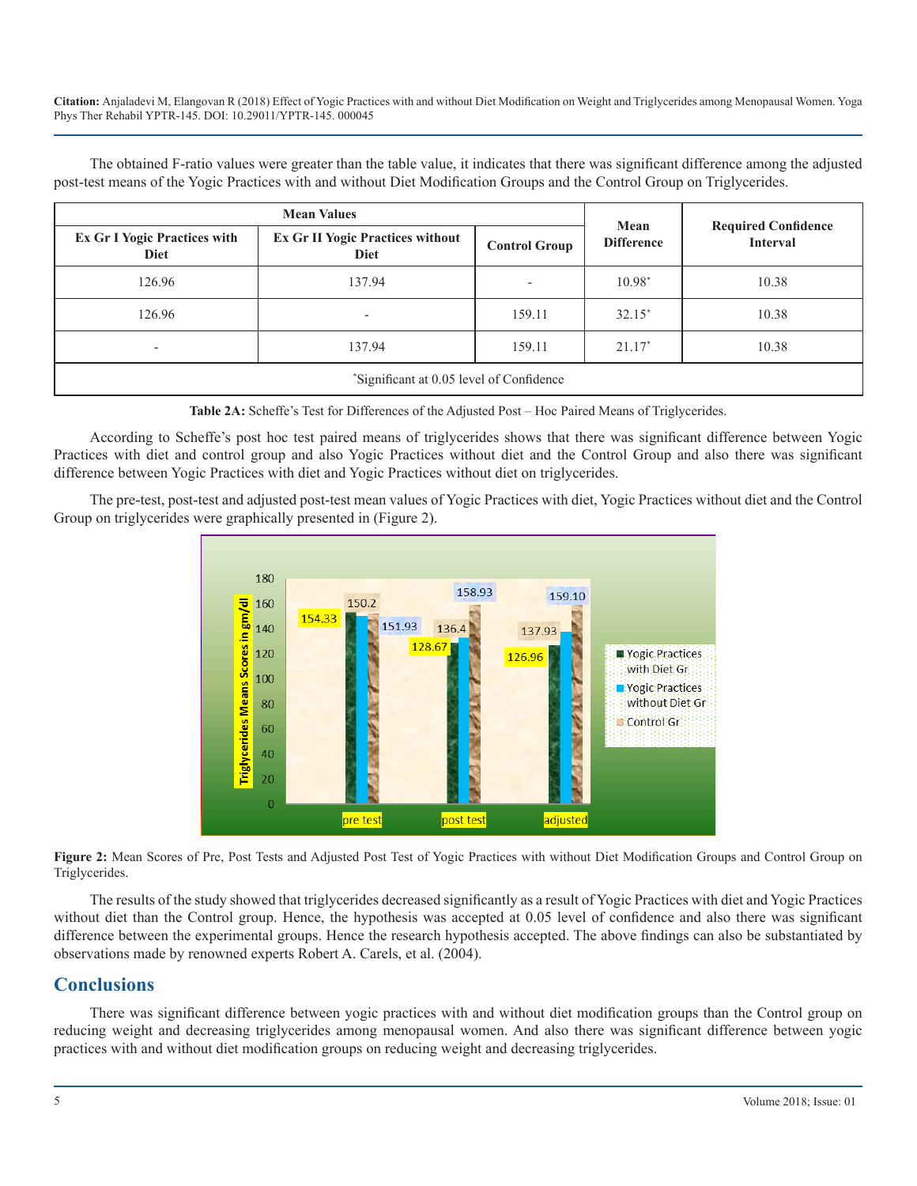The obtained F-ratio values were greater than the table value, it indicates that there was significant difference among the adjusted post-test means of the Yogic Practices with and without Diet Modification Groups and the Control Group on Triglycerides.

| Mean Values | | | Mean Difference | Required Confidence Interval |
|---|---|---|---|---|
| Ex Gr I Yogic Practices with Diet | Ex Gr II Yogic Practices without Diet | Control Group | | |
| 126.96 | 137.94 | - | 10.98* | 10.38 |
| 126.96 | - | 159.11 | 32.15* | 10.38 |
| - | 137.94 | 159.11 | 21.17* | 10.38 |
| *Significant at 0.05 level of Confidence | | | | |

**Table 2A:** Scheffe's Test for Differences of the Adjusted Post – Hoc Paired Means of Triglycerides.

According to Scheffe's post hoc test paired means of triglycerides shows that there was significant difference between Yogic Practices with diet and control group and also Yogic Practices without diet and the Control Group and also there was significant difference between Yogic Practices with diet and Yogic Practices without diet on triglycerides.

The pre-test, post-test and adjusted post-test mean values of Yogic Practices with diet, Yogic Practices without diet and the Control Group on triglycerides were graphically presented in (Figure 2).

**Figure 2:** Mean Scores of Pre, Post Tests and Adjusted Post Test of Yogic Practices with without Diet Modification Groups and Control Group on Triglycerides.

The results of the study showed that triglycerides decreased significantly as a result of Yogic Practices with diet and Yogic Practices without diet than the Control group. Hence, the hypothesis was accepted at 0.05 level of confidence and also there was significant difference between the experimental groups. Hence the research hypothesis accepted. The above findings can also be substantiated by observations made by renowned experts Robert A. Carels, et al. (2004).

## Conclusions

There was significant difference between yogic practices with and without diet modification groups than the Control group on reducing weight and decreasing triglycerides among menopausal women. And also there was significant difference between yogic practices with and without diet modification groups on reducing weight and decreasing triglycerides.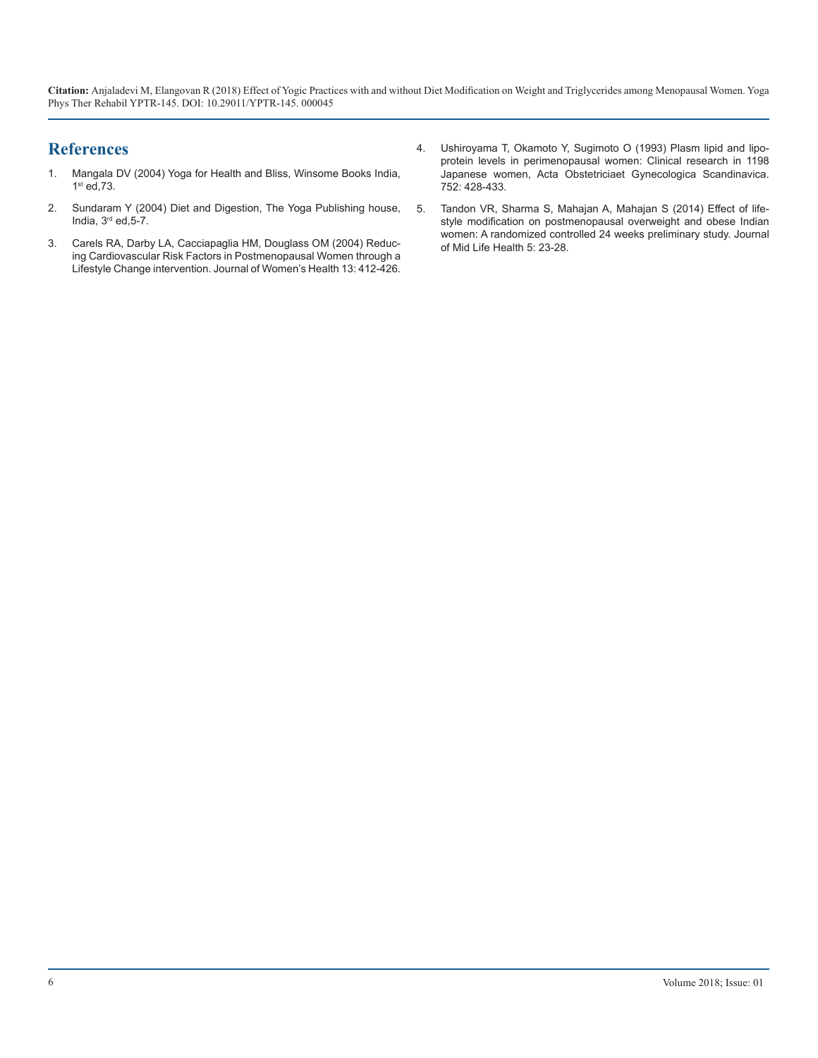## References

1. Mangala DV (2004) Yoga for Health and Bliss, Winsome Books India, 1st ed,73.
2. Sundaram Y (2004) Diet and Digestion, The Yoga Publishing house, India, 3rd ed,5-7.
3. Carels RA, Darby LA, Cacciapaglia HM, Douglass OM (2004) Reducing Cardiovascular Risk Factors in Postmenopausal Women through a Lifestyle Change intervention. Journal of Women's Health 13: 412-426.
4. Ushiroyama T, Okamoto Y, Sugimoto O (1993) Plasm lipid and lipoprotein levels in perimenopausal women: Clinical research in 1198 Japanese women, Acta Obstetriciaet Gynecologica Scandinavica. 752: 428-433.
5. Tandon VR, Sharma S, Mahajan A, Mahajan S (2014) Effect of lifestyle modification on postmenopausal overweight and obese Indian women: A randomized controlled 24 weeks preliminary study. Journal of Mid Life Health 5: 23-28.